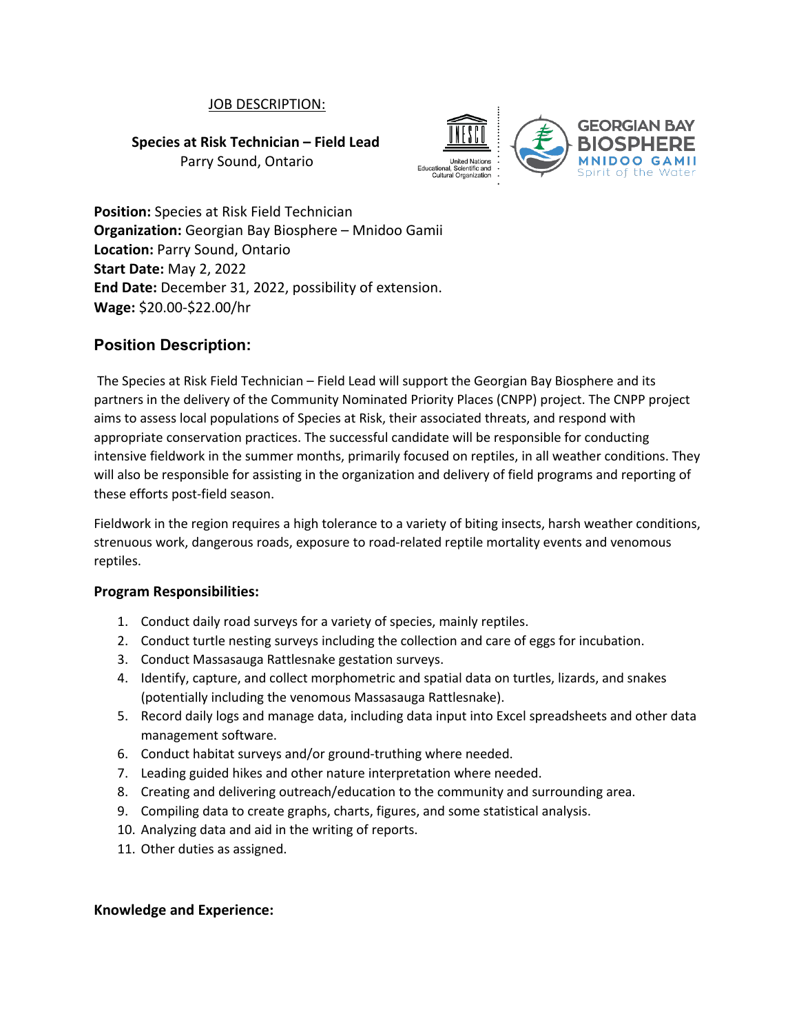<u>JOB DESCRIPTION:</u>

**Species at Risk Technician – Field Lead**
Parry Sound, Ontario

**Position:** Species at Risk Field Technician
**Organization:** Georgian Bay Biosphere – Mnidoo Gamii
**Location:** Parry Sound, Ontario
**Start Date:** May 2, 2022
**End Date:** December 31, 2022, possibility of extension.
**Wage:** $20.00-$22.00/hr

## Position Description:

The Species at Risk Field Technician – Field Lead will support the Georgian Bay Biosphere and its partners in the delivery of the Community Nominated Priority Places (CNPP) project. The CNPP project aims to assess local populations of Species at Risk, their associated threats, and respond with appropriate conservation practices. The successful candidate will be responsible for conducting intensive fieldwork in the summer months, primarily focused on reptiles, in all weather conditions. They will also be responsible for assisting in the organization and delivery of field programs and reporting of these efforts post-field season.

Fieldwork in the region requires a high tolerance to a variety of biting insects, harsh weather conditions, strenuous work, dangerous roads, exposure to road-related reptile mortality events and venomous reptiles.

### Program Responsibilities:

1. Conduct daily road surveys for a variety of species, mainly reptiles.
2. Conduct turtle nesting surveys including the collection and care of eggs for incubation.
3. Conduct Massasauga Rattlesnake gestation surveys.
4. Identify, capture, and collect morphometric and spatial data on turtles, lizards, and snakes (potentially including the venomous Massasauga Rattlesnake).
5. Record daily logs and manage data, including data input into Excel spreadsheets and other data management software.
6. Conduct habitat surveys and/or ground-truthing where needed.
7. Leading guided hikes and other nature interpretation where needed.
8. Creating and delivering outreach/education to the community and surrounding area.
9. Compiling data to create graphs, charts, figures, and some statistical analysis.
10. Analyzing data and aid in the writing of reports.
11. Other duties as assigned.

### Knowledge and Experience: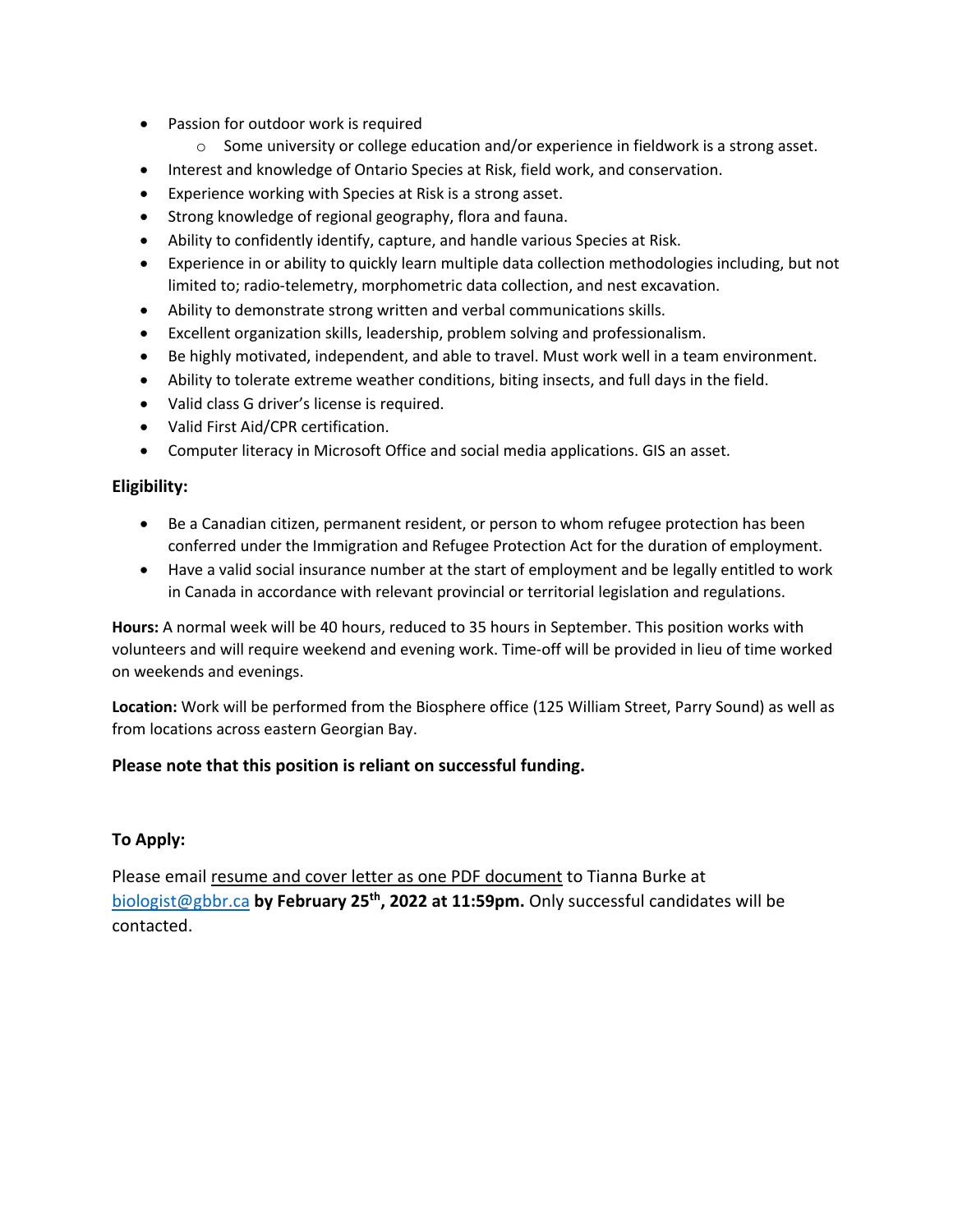- Passion for outdoor work is required
    - Some university or college education and/or experience in fieldwork is a strong asset.
- Interest and knowledge of Ontario Species at Risk, field work, and conservation.
- Experience working with Species at Risk is a strong asset.
- Strong knowledge of regional geography, flora and fauna.
- Ability to confidently identify, capture, and handle various Species at Risk.
- Experience in or ability to quickly learn multiple data collection methodologies including, but not limited to; radio-telemetry, morphometric data collection, and nest excavation.
- Ability to demonstrate strong written and verbal communications skills.
- Excellent organization skills, leadership, problem solving and professionalism.
- Be highly motivated, independent, and able to travel. Must work well in a team environment.
- Ability to tolerate extreme weather conditions, biting insects, and full days in the field.
- Valid class G driver's license is required.
- Valid First Aid/CPR certification.
- Computer literacy in Microsoft Office and social media applications. GIS an asset.

**Eligibility:**

- Be a Canadian citizen, permanent resident, or person to whom refugee protection has been conferred under the Immigration and Refugee Protection Act for the duration of employment.
- Have a valid social insurance number at the start of employment and be legally entitled to work in Canada in accordance with relevant provincial or territorial legislation and regulations.

**Hours:** A normal week will be 40 hours, reduced to 35 hours in September. This position works with volunteers and will require weekend and evening work. Time-off will be provided in lieu of time worked on weekends and evenings.

**Location:** Work will be performed from the Biosphere office (125 William Street, Parry Sound) as well as from locations across eastern Georgian Bay.

**Please note that this position is reliant on successful funding.**

**To Apply:**

Please email resume and cover letter as one PDF document to Tianna Burke at biologist@gbbr.ca **by February 25th, 2022 at 11:59pm.** Only successful candidates will be contacted.